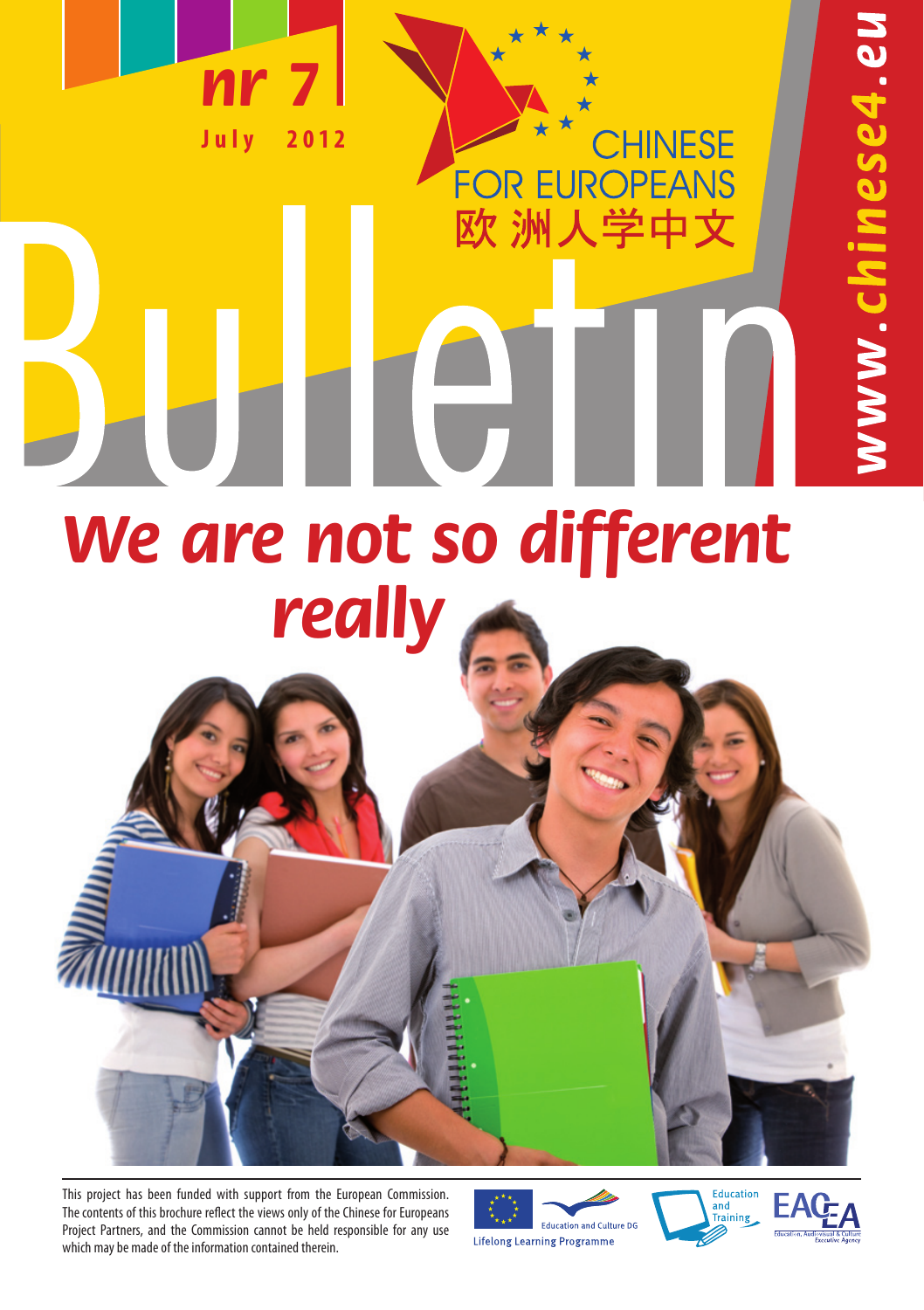nr 7
July 2012

CHINESE FOR EUROPEANS
欧洲人学中文

www.chinese4.eu

# Bulletin

## We are not so different really

This project has been funded with support from the European Commission. The contents of this brochure reflect the views only of the Chinese for Europeans Project Partners, and the Commission cannot be held responsible for any use which may be made of the information contained therein.

Education and Culture DG
Lifelong Learning Programme
Education and Training
EACEA Education, Audiovisual & Culture Executive Agency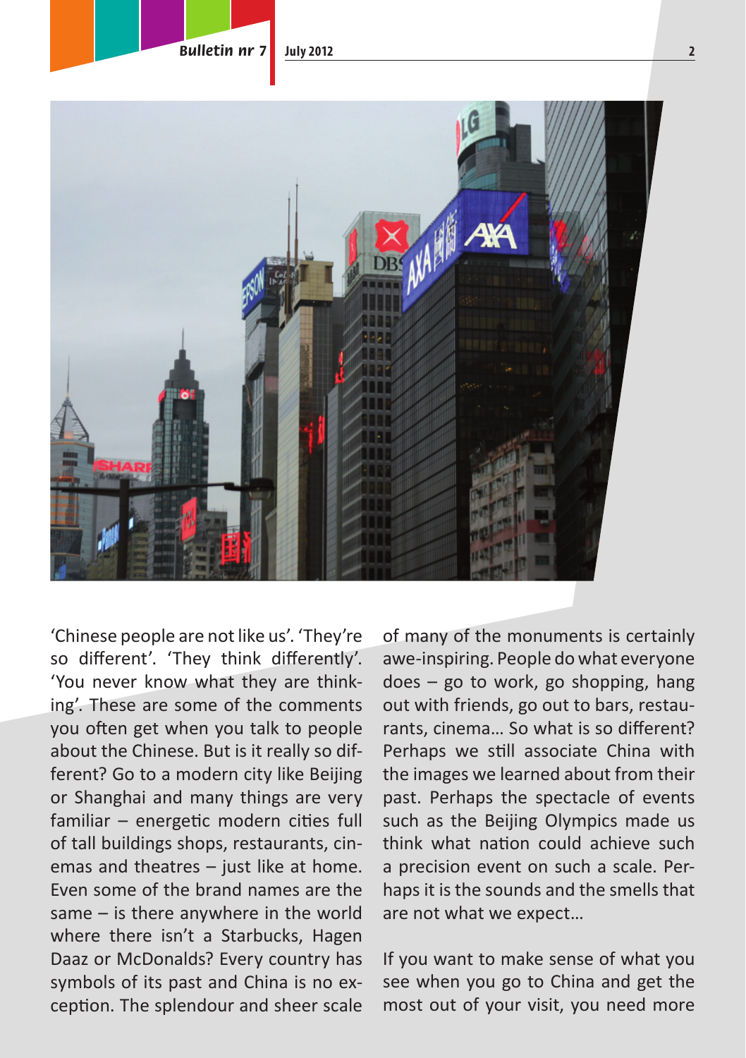'Chinese people are not like us'. 'They're so different'. 'They think differently'. 'You never know what they are thinking'. These are some of the comments you often get when you talk to people about the Chinese. But is it really so different? Go to a modern city like Beijing or Shanghai and many things are very familiar – energetic modern cities full of tall buildings shops, restaurants, cinemas and theatres – just like at home. Even some of the brand names are the same – is there anywhere in the world where there isn't a Starbucks, Hagen Daaz or McDonalds? Every country has symbols of its past and China is no exception. The splendour and sheer scale of many of the monuments is certainly awe-inspiring. People do what everyone does – go to work, go shopping, hang out with friends, go out to bars, restaurants, cinema… So what is so different? Perhaps we still associate China with the images we learned about from their past. Perhaps the spectacle of events such as the Beijing Olympics made us think what nation could achieve such a precision event on such a scale. Perhaps it is the sounds and the smells that are not what we expect…

If you want to make sense of what you see when you go to China and get the most out of your visit, you need more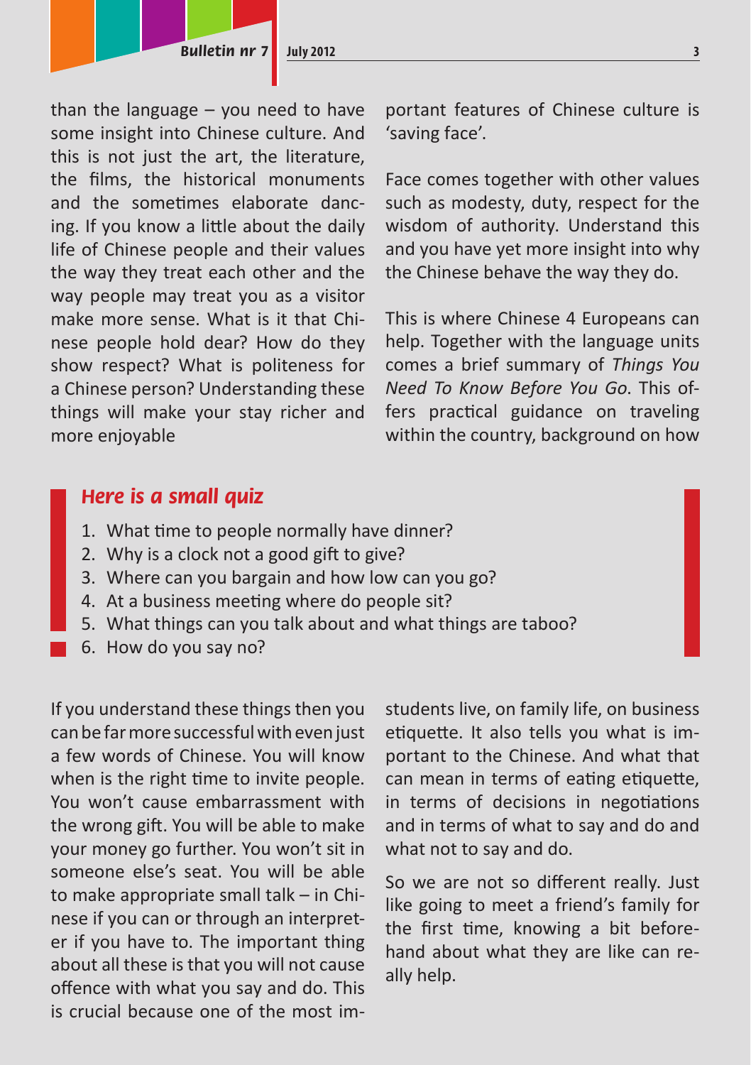than the language – you need to have some insight into Chinese culture. And this is not just the art, the literature, the films, the historical monuments and the sometimes elaborate dancing. If you know a little about the daily life of Chinese people and their values the way they treat each other and the way people may treat you as a visitor make more sense. What is it that Chinese people hold dear? How do they show respect? What is politeness for a Chinese person? Understanding these things will make your stay richer and more enjoyable

portant features of Chinese culture is 'saving face'.

Face comes together with other values such as modesty, duty, respect for the wisdom of authority. Understand this and you have yet more insight into why the Chinese behave the way they do.

This is where Chinese 4 Europeans can help. Together with the language units comes a brief summary of *Things You Need To Know Before You Go*. This offers practical guidance on traveling within the country, background on how students live, on family life, on business etiquette. It also tells you what is important to the Chinese. And what that can mean in terms of eating etiquette, in terms of decisions in negotiations and in terms of what to say and do and what not to say and do.

So we are not so different really. Just like going to meet a friend's family for the first time, knowing a bit beforehand about what they are like can really help.

### *Here is a small quiz*

1. What time to people normally have dinner?
2. Why is a clock not a good gift to give?
3. Where can you bargain and how low can you go?
4. At a business meeting where do people sit?
5. What things can you talk about and what things are taboo?
6. How do you say no?

If you understand these things then you can be far more successful with even just a few words of Chinese. You will know when is the right time to invite people. You won't cause embarrassment with the wrong gift. You will be able to make your money go further. You won't sit in someone else's seat. You will be able to make appropriate small talk – in Chinese if you can or through an interpreter if you have to. The important thing about all these is that you will not cause offence with what you say and do. This is crucial because one of the most im-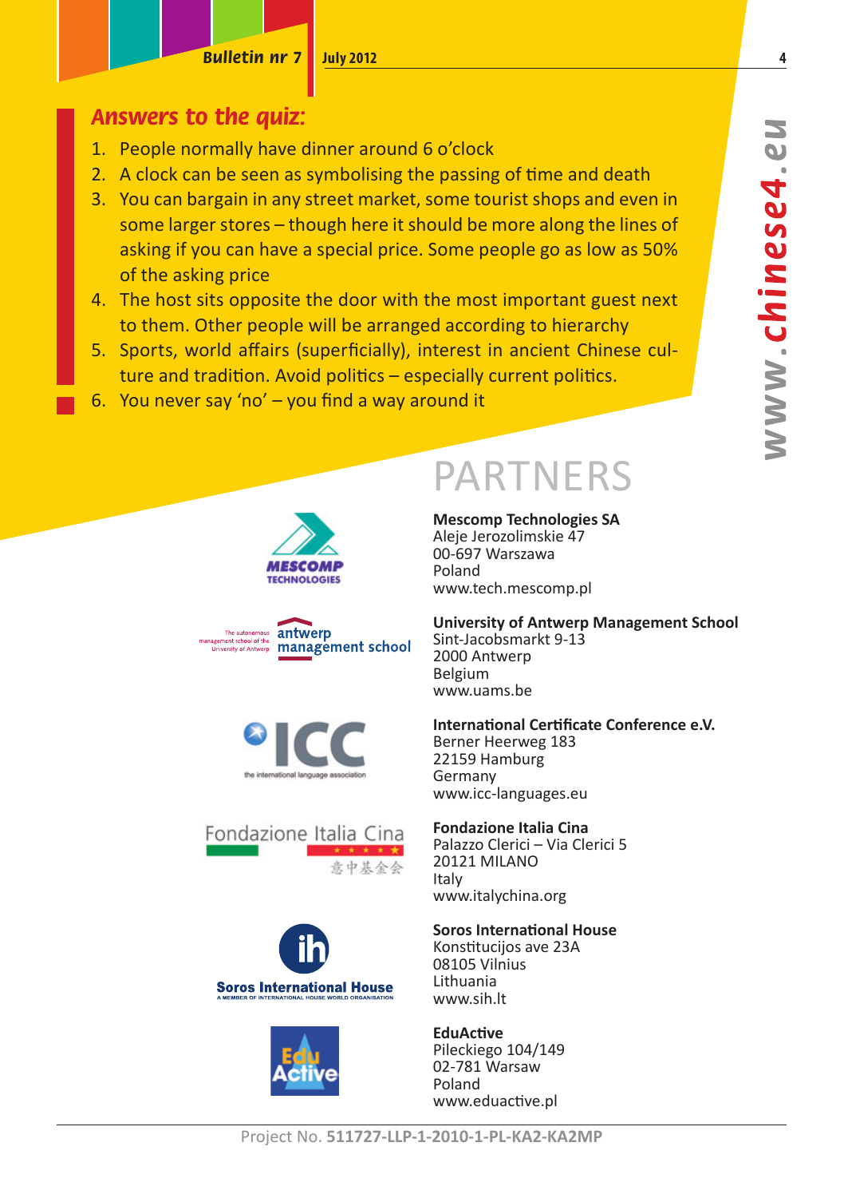## Answers to the quiz:

1. People normally have dinner around 6 o'clock
2. A clock can be seen as symbolising the passing of time and death
3. You can bargain in any street market, some tourist shops and even in some larger stores – though here it should be more along the lines of asking if you can have a special price. Some people go as low as 50% of the asking price
4. The host sits opposite the door with the most important guest next to them. Other people will be arranged according to hierarchy
5. Sports, world affairs (superficially), interest in ancient Chinese culture and tradition. Avoid politics – especially current politics.
6. You never say 'no' – you find a way around it

# PARTNERS

**Mescomp Technologies SA**
Aleje Jerozolimskie 47
00-697 Warszawa
Poland
www.tech.mescomp.pl

**University of Antwerp Management School**
Sint-Jacobsmarkt 9-13
2000 Antwerp
Belgium
www.uams.be

**International Certificate Conference e.V.**
Berner Heerweg 183
22159 Hamburg
Germany
www.icc-languages.eu

**Fondazione Italia Cina**
Palazzo Clerici – Via Clerici 5
20121 MILANO
Italy
www.italychina.org

**Soros International House**
Konstitucijos ave 23A
08105 Vilnius
Lithuania
www.sih.lt

**EduActive**
Pileckiego 104/149
02-781 Warsaw
Poland
www.eduactive.pl

Project No. **511727-LLP-1-2010-1-PL-KA2-KA2MP**